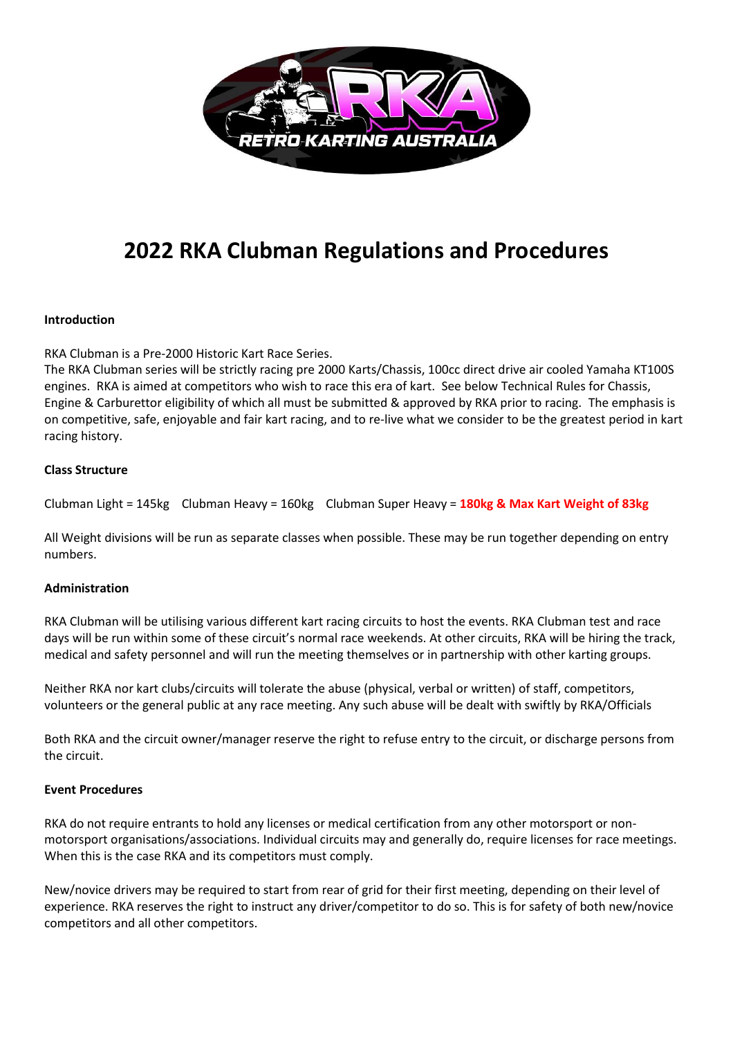# 2022 RKA Clubman Regulations and Procedures

**Introduction**

RKA Clubman is a Pre-2000 Historic Kart Race Series.

The RKA Clubman series will be strictly racing pre 2000 Karts/Chassis, 100cc direct drive air cooled Yamaha KT100S engines. RKA is aimed at competitors who wish to race this era of kart. See below Technical Rules for Chassis, Engine & Carburettor eligibility of which all must be submitted & approved by RKA prior to racing. The emphasis is on competitive, safe, enjoyable and fair kart racing, and to re-live what we consider to be the greatest period in kart racing history.

**Class Structure**

Clubman Light = 145kg Clubman Heavy = 160kg Clubman Super Heavy = **180kg & Max Kart Weight of 83kg**

All Weight divisions will be run as separate classes when possible. These may be run together depending on entry numbers.

**Administration**

RKA Clubman will be utilising various different kart racing circuits to host the events. RKA Clubman test and race days will be run within some of these circuit's normal race weekends. At other circuits, RKA will be hiring the track, medical and safety personnel and will run the meeting themselves or in partnership with other karting groups.

Neither RKA nor kart clubs/circuits will tolerate the abuse (physical, verbal or written) of staff, competitors, volunteers or the general public at any race meeting. Any such abuse will be dealt with swiftly by RKA/Officials

Both RKA and the circuit owner/manager reserve the right to refuse entry to the circuit, or discharge persons from the circuit.

**Event Procedures**

RKA do not require entrants to hold any licenses or medical certification from any other motorsport or non-motorsport organisations/associations. Individual circuits may and generally do, require licenses for race meetings. When this is the case RKA and its competitors must comply.

New/novice drivers may be required to start from rear of grid for their first meeting, depending on their level of experience. RKA reserves the right to instruct any driver/competitor to do so. This is for safety of both new/novice competitors and all other competitors.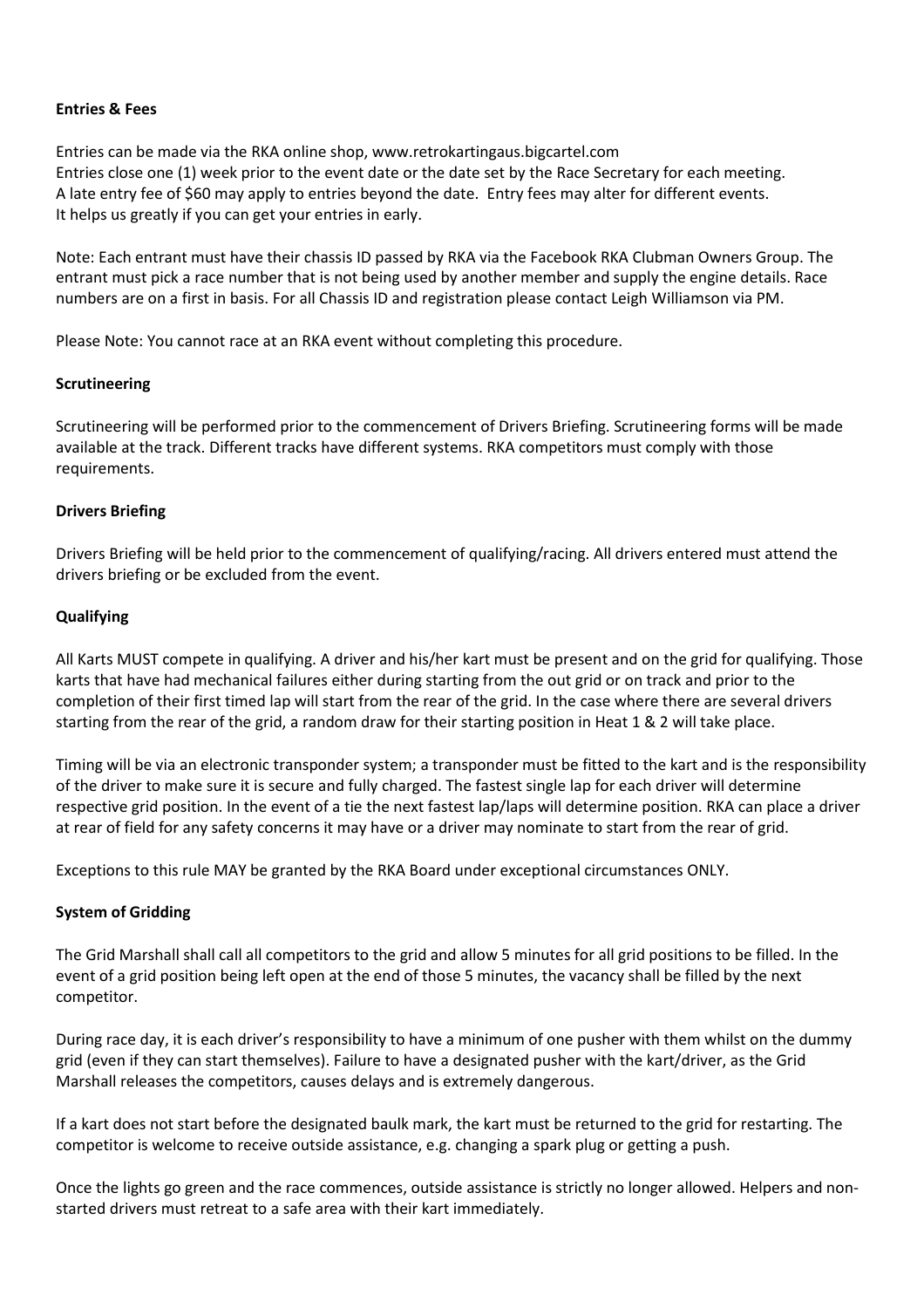**Entries & Fees**

Entries can be made via the RKA online shop, www.retrokartingaus.bigcartel.com
Entries close one (1) week prior to the event date or the date set by the Race Secretary for each meeting.
A late entry fee of $60 may apply to entries beyond the date. Entry fees may alter for different events.
It helps us greatly if you can get your entries in early.

Note: Each entrant must have their chassis ID passed by RKA via the Facebook RKA Clubman Owners Group. The entrant must pick a race number that is not being used by another member and supply the engine details. Race numbers are on a first in basis. For all Chassis ID and registration please contact Leigh Williamson via PM.

Please Note: You cannot race at an RKA event without completing this procedure.

**Scrutineering**

Scrutineering will be performed prior to the commencement of Drivers Briefing. Scrutineering forms will be made available at the track. Different tracks have different systems. RKA competitors must comply with those requirements.

**Drivers Briefing**

Drivers Briefing will be held prior to the commencement of qualifying/racing. All drivers entered must attend the drivers briefing or be excluded from the event.

**Qualifying**

All Karts MUST compete in qualifying. A driver and his/her kart must be present and on the grid for qualifying. Those karts that have had mechanical failures either during starting from the out grid or on track and prior to the completion of their first timed lap will start from the rear of the grid. In the case where there are several drivers starting from the rear of the grid, a random draw for their starting position in Heat 1 & 2 will take place.

Timing will be via an electronic transponder system; a transponder must be fitted to the kart and is the responsibility of the driver to make sure it is secure and fully charged. The fastest single lap for each driver will determine respective grid position. In the event of a tie the next fastest lap/laps will determine position. RKA can place a driver at rear of field for any safety concerns it may have or a driver may nominate to start from the rear of grid.

Exceptions to this rule MAY be granted by the RKA Board under exceptional circumstances ONLY.

**System of Gridding**

The Grid Marshall shall call all competitors to the grid and allow 5 minutes for all grid positions to be filled. In the event of a grid position being left open at the end of those 5 minutes, the vacancy shall be filled by the next competitor.

During race day, it is each driver's responsibility to have a minimum of one pusher with them whilst on the dummy grid (even if they can start themselves). Failure to have a designated pusher with the kart/driver, as the Grid Marshall releases the competitors, causes delays and is extremely dangerous.

If a kart does not start before the designated baulk mark, the kart must be returned to the grid for restarting. The competitor is welcome to receive outside assistance, e.g. changing a spark plug or getting a push.

Once the lights go green and the race commences, outside assistance is strictly no longer allowed. Helpers and non-started drivers must retreat to a safe area with their kart immediately.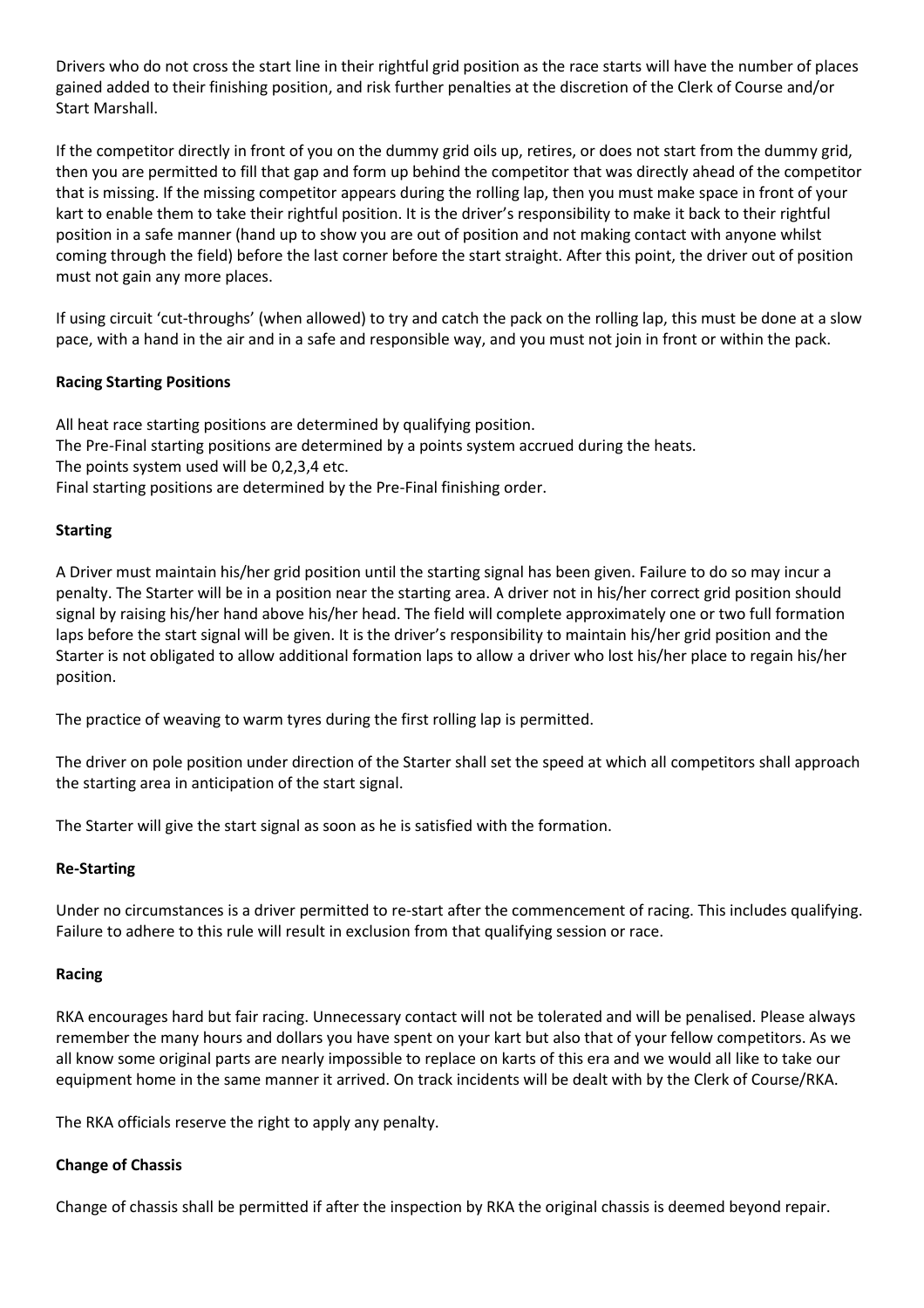Drivers who do not cross the start line in their rightful grid position as the race starts will have the number of places gained added to their finishing position, and risk further penalties at the discretion of the Clerk of Course and/or Start Marshall.

If the competitor directly in front of you on the dummy grid oils up, retires, or does not start from the dummy grid, then you are permitted to fill that gap and form up behind the competitor that was directly ahead of the competitor that is missing. If the missing competitor appears during the rolling lap, then you must make space in front of your kart to enable them to take their rightful position. It is the driver's responsibility to make it back to their rightful position in a safe manner (hand up to show you are out of position and not making contact with anyone whilst coming through the field) before the last corner before the start straight. After this point, the driver out of position must not gain any more places.

If using circuit 'cut-throughs' (when allowed) to try and catch the pack on the rolling lap, this must be done at a slow pace, with a hand in the air and in a safe and responsible way, and you must not join in front or within the pack.

**Racing Starting Positions**

All heat race starting positions are determined by qualifying position.
The Pre-Final starting positions are determined by a points system accrued during the heats.
The points system used will be 0,2,3,4 etc.
Final starting positions are determined by the Pre-Final finishing order.

**Starting**

A Driver must maintain his/her grid position until the starting signal has been given. Failure to do so may incur a penalty. The Starter will be in a position near the starting area. A driver not in his/her correct grid position should signal by raising his/her hand above his/her head. The field will complete approximately one or two full formation laps before the start signal will be given. It is the driver's responsibility to maintain his/her grid position and the Starter is not obligated to allow additional formation laps to allow a driver who lost his/her place to regain his/her position.

The practice of weaving to warm tyres during the first rolling lap is permitted.

The driver on pole position under direction of the Starter shall set the speed at which all competitors shall approach the starting area in anticipation of the start signal.

The Starter will give the start signal as soon as he is satisfied with the formation.

**Re-Starting**

Under no circumstances is a driver permitted to re-start after the commencement of racing. This includes qualifying. Failure to adhere to this rule will result in exclusion from that qualifying session or race.

**Racing**

RKA encourages hard but fair racing. Unnecessary contact will not be tolerated and will be penalised. Please always remember the many hours and dollars you have spent on your kart but also that of your fellow competitors. As we all know some original parts are nearly impossible to replace on karts of this era and we would all like to take our equipment home in the same manner it arrived. On track incidents will be dealt with by the Clerk of Course/RKA.

The RKA officials reserve the right to apply any penalty.

**Change of Chassis**

Change of chassis shall be permitted if after the inspection by RKA the original chassis is deemed beyond repair.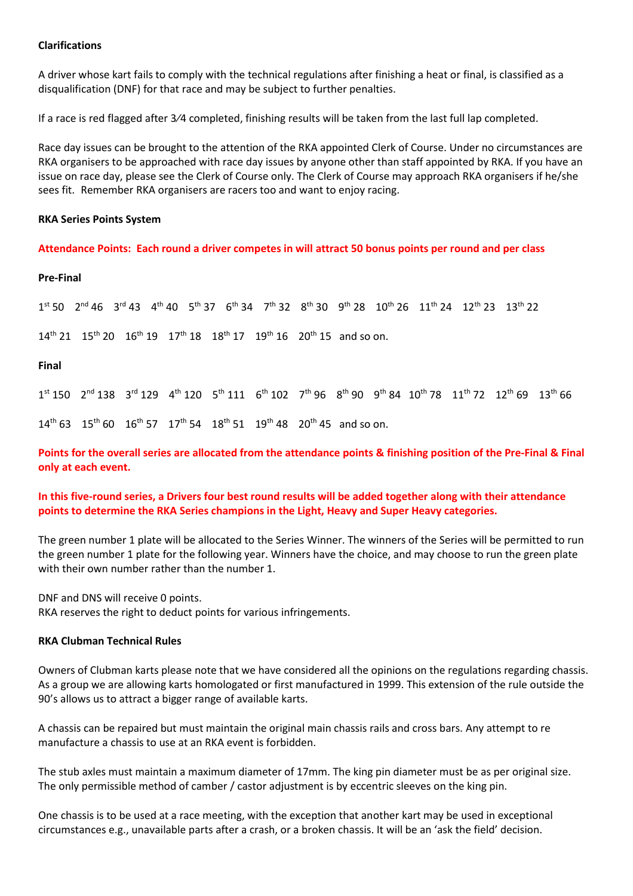**Clarifications**

A driver whose kart fails to comply with the technical regulations after finishing a heat or final, is classified as a disqualification (DNF) for that race and may be subject to further penalties.

If a race is red flagged after 3⁄4 completed, finishing results will be taken from the last full lap completed.

Race day issues can be brought to the attention of the RKA appointed Clerk of Course. Under no circumstances are RKA organisers to be approached with race day issues by anyone other than staff appointed by RKA. If you have an issue on race day, please see the Clerk of Course only. The Clerk of Course may approach RKA organisers if he/she sees fit. Remember RKA organisers are racers too and want to enjoy racing.

**RKA Series Points System**

**Attendance Points: Each round a driver competes in will attract 50 bonus points per round and per class**

**Pre-Final**

1st 50 2nd 46 3rd 43 4th 40 5th 37 6th 34 7th 32 8th 30 9th 28 10th 26 11th 24 12th 23 13th 22

14th 21 15th 20 16th 19 17th 18 18th 17 19th 16 20th 15 and so on.

**Final**

1st 150 2nd 138 3rd 129 4th 120 5th 111 6th 102 7th 96 8th 90 9th 84 10th 78 11th 72 12th 69 13th 66

14th 63 15th 60 16th 57 17th 54 18th 51 19th 48 20th 45 and so on.

**Points for the overall series are allocated from the attendance points & finishing position of the Pre-Final & Final only at each event.**

**In this five-round series, a Drivers four best round results will be added together along with their attendance points to determine the RKA Series champions in the Light, Heavy and Super Heavy categories.**

The green number 1 plate will be allocated to the Series Winner. The winners of the Series will be permitted to run the green number 1 plate for the following year. Winners have the choice, and may choose to run the green plate with their own number rather than the number 1.

DNF and DNS will receive 0 points.
RKA reserves the right to deduct points for various infringements.

**RKA Clubman Technical Rules**

Owners of Clubman karts please note that we have considered all the opinions on the regulations regarding chassis. As a group we are allowing karts homologated or first manufactured in 1999. This extension of the rule outside the 90's allows us to attract a bigger range of available karts.

A chassis can be repaired but must maintain the original main chassis rails and cross bars. Any attempt to re manufacture a chassis to use at an RKA event is forbidden.

The stub axles must maintain a maximum diameter of 17mm. The king pin diameter must be as per original size. The only permissible method of camber / castor adjustment is by eccentric sleeves on the king pin.

One chassis is to be used at a race meeting, with the exception that another kart may be used in exceptional circumstances e.g., unavailable parts after a crash, or a broken chassis. It will be an 'ask the field' decision.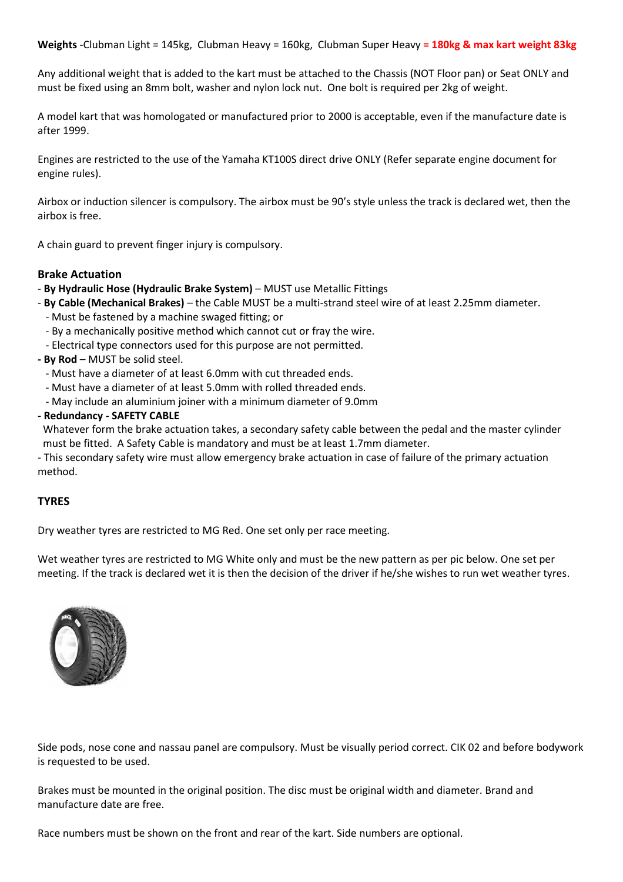**Weights** -Clubman Light = 145kg, Clubman Heavy = 160kg, Clubman Super Heavy **= 180kg & max kart weight 83kg**

Any additional weight that is added to the kart must be attached to the Chassis (NOT Floor pan) or Seat ONLY and must be fixed using an 8mm bolt, washer and nylon lock nut. One bolt is required per 2kg of weight.

A model kart that was homologated or manufactured prior to 2000 is acceptable, even if the manufacture date is after 1999.

Engines are restricted to the use of the Yamaha KT100S direct drive ONLY (Refer separate engine document for engine rules).

Airbox or induction silencer is compulsory. The airbox must be 90's style unless the track is declared wet, then the airbox is free.

A chain guard to prevent finger injury is compulsory.

**Brake Actuation**

- **By Hydraulic Hose (Hydraulic Brake System)** – MUST use Metallic Fittings
- **By Cable (Mechanical Brakes)** – the Cable MUST be a multi-strand steel wire of at least 2.25mm diameter.
  - Must be fastened by a machine swaged fitting; or
  - By a mechanically positive method which cannot cut or fray the wire.
  - Electrical type connectors used for this purpose are not permitted.
- **By Rod** – MUST be solid steel.
  - Must have a diameter of at least 6.0mm with cut threaded ends.
  - Must have a diameter of at least 5.0mm with rolled threaded ends.
  - May include an aluminium joiner with a minimum diameter of 9.0mm
- **Redundancy - SAFETY CABLE**

  Whatever form the brake actuation takes, a secondary safety cable between the pedal and the master cylinder must be fitted. A Safety Cable is mandatory and must be at least 1.7mm diameter.
- This secondary safety wire must allow emergency brake actuation in case of failure of the primary actuation method.

**TYRES**

Dry weather tyres are restricted to MG Red. One set only per race meeting.

Wet weather tyres are restricted to MG White only and must be the new pattern as per pic below. One set per meeting. If the track is declared wet it is then the decision of the driver if he/she wishes to run wet weather tyres.

Side pods, nose cone and nassau panel are compulsory. Must be visually period correct. CIK 02 and before bodywork is requested to be used.

Brakes must be mounted in the original position. The disc must be original width and diameter. Brand and manufacture date are free.

Race numbers must be shown on the front and rear of the kart. Side numbers are optional.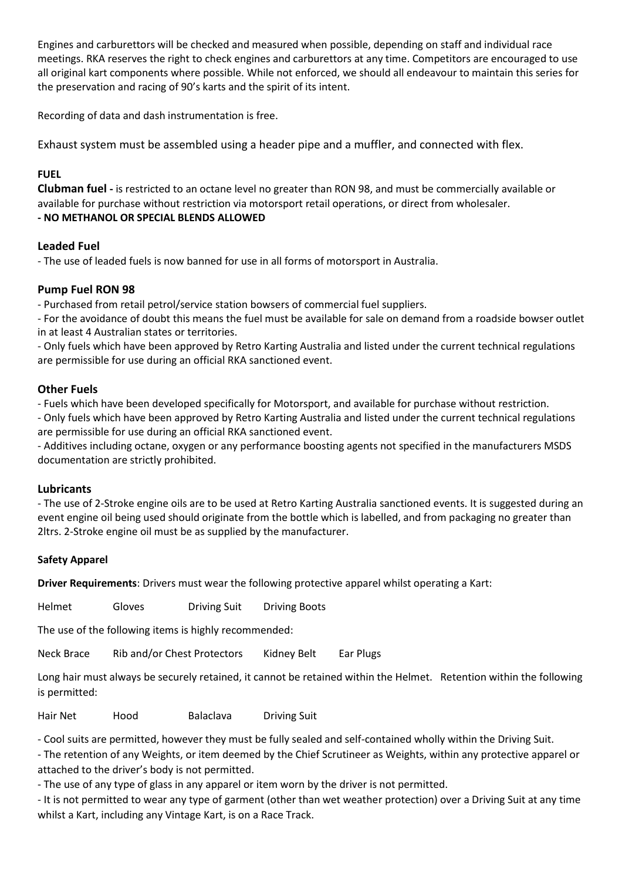Engines and carburettors will be checked and measured when possible, depending on staff and individual race meetings. RKA reserves the right to check engines and carburettors at any time. Competitors are encouraged to use all original kart components where possible. While not enforced, we should all endeavour to maintain this series for the preservation and racing of 90's karts and the spirit of its intent.

Recording of data and dash instrumentation is free.

Exhaust system must be assembled using a header pipe and a muffler, and connected with flex.

### FUEL

**Clubman fuel -** is restricted to an octane level no greater than RON 98, and must be commercially available or available for purchase without restriction via motorsport retail operations, or direct from wholesaler.

**- NO METHANOL OR SPECIAL BLENDS ALLOWED**

### Leaded Fuel

- The use of leaded fuels is now banned for use in all forms of motorsport in Australia.

### Pump Fuel RON 98

- Purchased from retail petrol/service station bowsers of commercial fuel suppliers.
- For the avoidance of doubt this means the fuel must be available for sale on demand from a roadside bowser outlet in at least 4 Australian states or territories.
- Only fuels which have been approved by Retro Karting Australia and listed under the current technical regulations are permissible for use during an official RKA sanctioned event.

### Other Fuels

- Fuels which have been developed specifically for Motorsport, and available for purchase without restriction.
- Only fuels which have been approved by Retro Karting Australia and listed under the current technical regulations are permissible for use during an official RKA sanctioned event.
- Additives including octane, oxygen or any performance boosting agents not specified in the manufacturers MSDS documentation are strictly prohibited.

### Lubricants

- The use of 2-Stroke engine oils are to be used at Retro Karting Australia sanctioned events. It is suggested during an event engine oil being used should originate from the bottle which is labelled, and from packaging no greater than 2ltrs. 2-Stroke engine oil must be as supplied by the manufacturer.

### Safety Apparel

**Driver Requirements**: Drivers must wear the following protective apparel whilst operating a Kart:

Helmet Gloves Driving Suit Driving Boots

The use of the following items is highly recommended:

Neck Brace Rib and/or Chest Protectors Kidney Belt Ear Plugs

Long hair must always be securely retained, it cannot be retained within the Helmet. Retention within the following is permitted:

Hair Net Hood Balaclava Driving Suit

- Cool suits are permitted, however they must be fully sealed and self-contained wholly within the Driving Suit.
- The retention of any Weights, or item deemed by the Chief Scrutineer as Weights, within any protective apparel or attached to the driver's body is not permitted.
- The use of any type of glass in any apparel or item worn by the driver is not permitted.
- It is not permitted to wear any type of garment (other than wet weather protection) over a Driving Suit at any time whilst a Kart, including any Vintage Kart, is on a Race Track.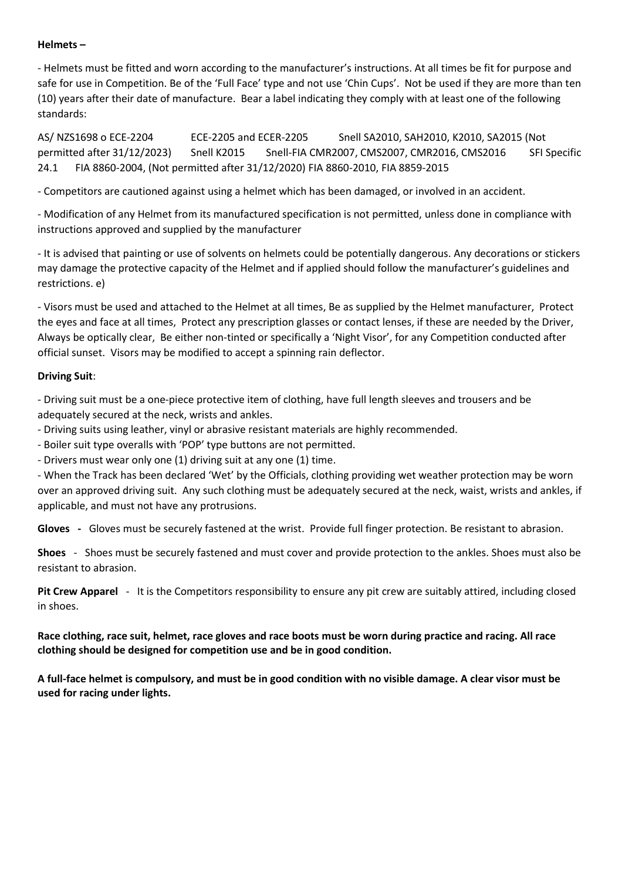**Helmets –**

- Helmets must be fitted and worn according to the manufacturer's instructions. At all times be fit for purpose and safe for use in Competition. Be of the 'Full Face' type and not use 'Chin Cups'. Not be used if they are more than ten (10) years after their date of manufacture. Bear a label indicating they comply with at least one of the following standards:

AS/ NZS1698 o ECE-2204 ECE-2205 and ECER-2205 Snell SA2010, SAH2010, K2010, SA2015 (Not permitted after 31/12/2023) Snell K2015 Snell-FIA CMR2007, CMS2007, CMR2016, CMS2016 SFI Specific 24.1 FIA 8860-2004, (Not permitted after 31/12/2020) FIA 8860-2010, FIA 8859-2015

- Competitors are cautioned against using a helmet which has been damaged, or involved in an accident.

- Modification of any Helmet from its manufactured specification is not permitted, unless done in compliance with instructions approved and supplied by the manufacturer

- It is advised that painting or use of solvents on helmets could be potentially dangerous. Any decorations or stickers may damage the protective capacity of the Helmet and if applied should follow the manufacturer's guidelines and restrictions. e)

- Visors must be used and attached to the Helmet at all times, Be as supplied by the Helmet manufacturer, Protect the eyes and face at all times, Protect any prescription glasses or contact lenses, if these are needed by the Driver, Always be optically clear, Be either non-tinted or specifically a 'Night Visor', for any Competition conducted after official sunset. Visors may be modified to accept a spinning rain deflector.

**Driving Suit**:

- Driving suit must be a one-piece protective item of clothing, have full length sleeves and trousers and be adequately secured at the neck, wrists and ankles.
- Driving suits using leather, vinyl or abrasive resistant materials are highly recommended.
- Boiler suit type overalls with 'POP' type buttons are not permitted.
- Drivers must wear only one (1) driving suit at any one (1) time.
- When the Track has been declared 'Wet' by the Officials, clothing providing wet weather protection may be worn over an approved driving suit. Any such clothing must be adequately secured at the neck, waist, wrists and ankles, if applicable, and must not have any protrusions.

**Gloves -** Gloves must be securely fastened at the wrist. Provide full finger protection. Be resistant to abrasion.

**Shoes** - Shoes must be securely fastened and must cover and provide protection to the ankles. Shoes must also be resistant to abrasion.

**Pit Crew Apparel** - It is the Competitors responsibility to ensure any pit crew are suitably attired, including closed in shoes.

**Race clothing, race suit, helmet, race gloves and race boots must be worn during practice and racing. All race clothing should be designed for competition use and be in good condition.**

**A full-face helmet is compulsory, and must be in good condition with no visible damage. A clear visor must be used for racing under lights.**